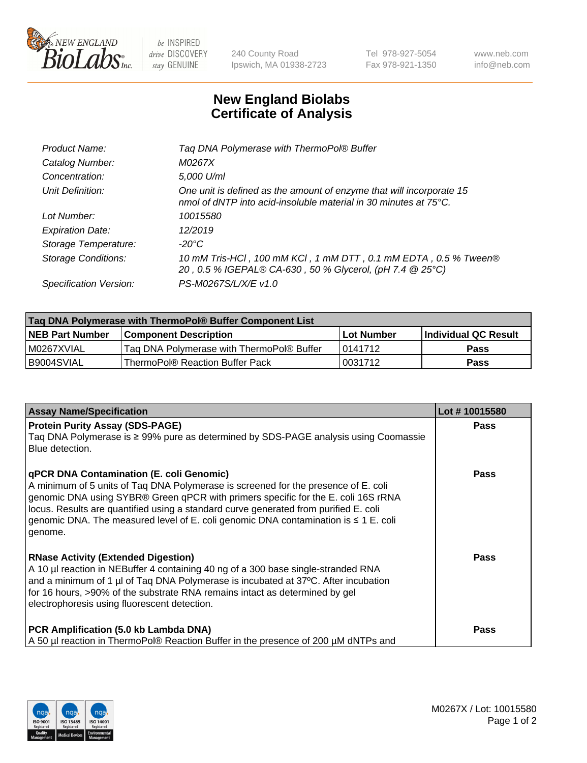# New England Biolabs
# Certificate of Analysis

| | |
|---|---|
| *Product Name:* | *Taq DNA Polymerase with ThermoPol® Buffer* |
| *Catalog Number:* | *M0267X* |
| *Concentration:* | *5,000 U/ml* |
| *Unit Definition:* | *One unit is defined as the amount of enzyme that will incorporate 15 nmol of dNTP into acid-insoluble material in 30 minutes at 75°C.* |
| *Lot Number:* | *10015580* |
| *Expiration Date:* | *12/2019* |
| *Storage Temperature:* | *-20°C* |
| *Storage Conditions:* | *10 mM Tris-HCl , 100 mM KCl , 1 mM DTT , 0.1 mM EDTA , 0.5 % Tween® 20 , 0.5 % IGEPAL® CA-630 , 50 % Glycerol, (pH 7.4 @ 25°C)* |
| *Specification Version:* | *PS-M0267S/L/X/E v1.0* |

| Taq DNA Polymerase with ThermoPol® Buffer Component List | | | |
|---|---|---|---|
| **NEB Part Number** | **Component Description** | **Lot Number** | **Individual QC Result** |
| M0267XVIAL | Taq DNA Polymerase with ThermoPol® Buffer | 0141712 | **Pass** |
| B9004SVIAL | ThermoPol® Reaction Buffer Pack | 0031712 | **Pass** |

| Assay Name/Specification | Lot # 10015580 |
|---|---|
| **Protein Purity Assay (SDS-PAGE)**<br>Taq DNA Polymerase is ≥ 99% pure as determined by SDS-PAGE analysis using Coomassie Blue detection. | **Pass** |
| **qPCR DNA Contamination (E. coli Genomic)**<br>A minimum of 5 units of Taq DNA Polymerase is screened for the presence of E. coli genomic DNA using SYBR® Green qPCR with primers specific for the E. coli 16S rRNA locus. Results are quantified using a standard curve generated from purified E. coli genomic DNA. The measured level of E. coli genomic DNA contamination is ≤ 1 E. coli genome. | **Pass** |
| **RNase Activity (Extended Digestion)**<br>A 10 µl reaction in NEBuffer 4 containing 40 ng of a 300 base single-stranded RNA and a minimum of 1 µl of Taq DNA Polymerase is incubated at 37ºC. After incubation for 16 hours, >90% of the substrate RNA remains intact as determined by gel electrophoresis using fluorescent detection. | **Pass** |
| **PCR Amplification (5.0 kb Lambda DNA)**<br>A 50 µl reaction in ThermoPol® Reaction Buffer in the presence of 200 µM dNTPs and | **Pass** |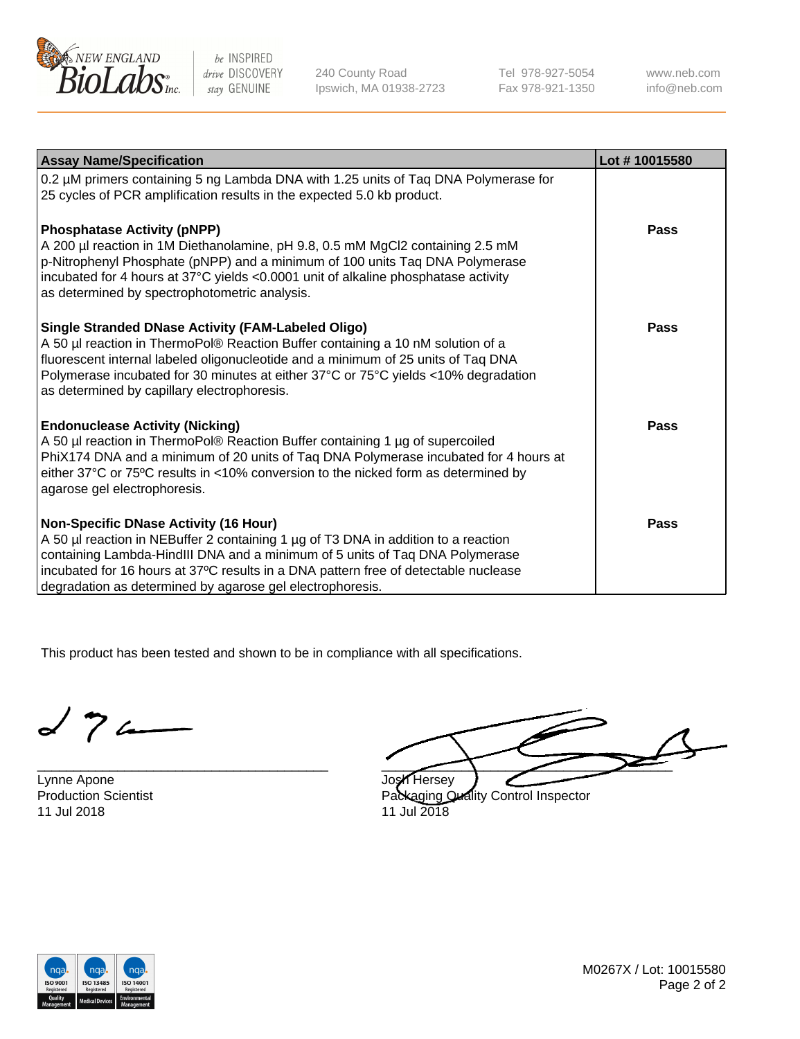| Assay Name/Specification | Lot # 10015580 |
|---|---|
| 0.2 µM primers containing 5 ng Lambda DNA with 1.25 units of Taq DNA Polymerase for 25 cycles of PCR amplification results in the expected 5.0 kb product. | |
| **Phosphatase Activity (pNPP)**<br>A 200 µl reaction in 1M Diethanolamine, pH 9.8, 0.5 mM $MgCl_2$ containing 2.5 mM p-Nitrophenyl Phosphate (pNPP) and a minimum of 100 units Taq DNA Polymerase incubated for 4 hours at 37°C yields <0.0001 unit of alkaline phosphatase activity as determined by spectrophotometric analysis. | **Pass** |
| **Single Stranded DNase Activity (FAM-Labeled Oligo)**<br>A 50 µl reaction in ThermoPol® Reaction Buffer containing a 10 nM solution of a fluorescent internal labeled oligonucleotide and a minimum of 25 units of Taq DNA Polymerase incubated for 30 minutes at either 37°C or 75°C yields <10% degradation as determined by capillary electrophoresis. | **Pass** |
| **Endonuclease Activity (Nicking)**<br>A 50 µl reaction in ThermoPol® Reaction Buffer containing 1 µg of supercoiled PhiX174 DNA and a minimum of 20 units of Taq DNA Polymerase incubated for 4 hours at either 37°C or 75ºC results in <10% conversion to the nicked form as determined by agarose gel electrophoresis. | **Pass** |
| **Non-Specific DNase Activity (16 Hour)**<br>A 50 µl reaction in NEBuffer 2 containing 1 µg of T3 DNA in addition to a reaction containing Lambda-HindIII DNA and a minimum of 5 units of Taq DNA Polymerase incubated for 16 hours at 37ºC results in a DNA pattern free of detectable nuclease degradation as determined by agarose gel electrophoresis. | **Pass** |

This product has been tested and shown to be in compliance with all specifications.

Lynne Apone
Production Scientist
11 Jul 2018

Josh Hersey
Packaging Quality Control Inspector
11 Jul 2018

M0267X / Lot: 10015580